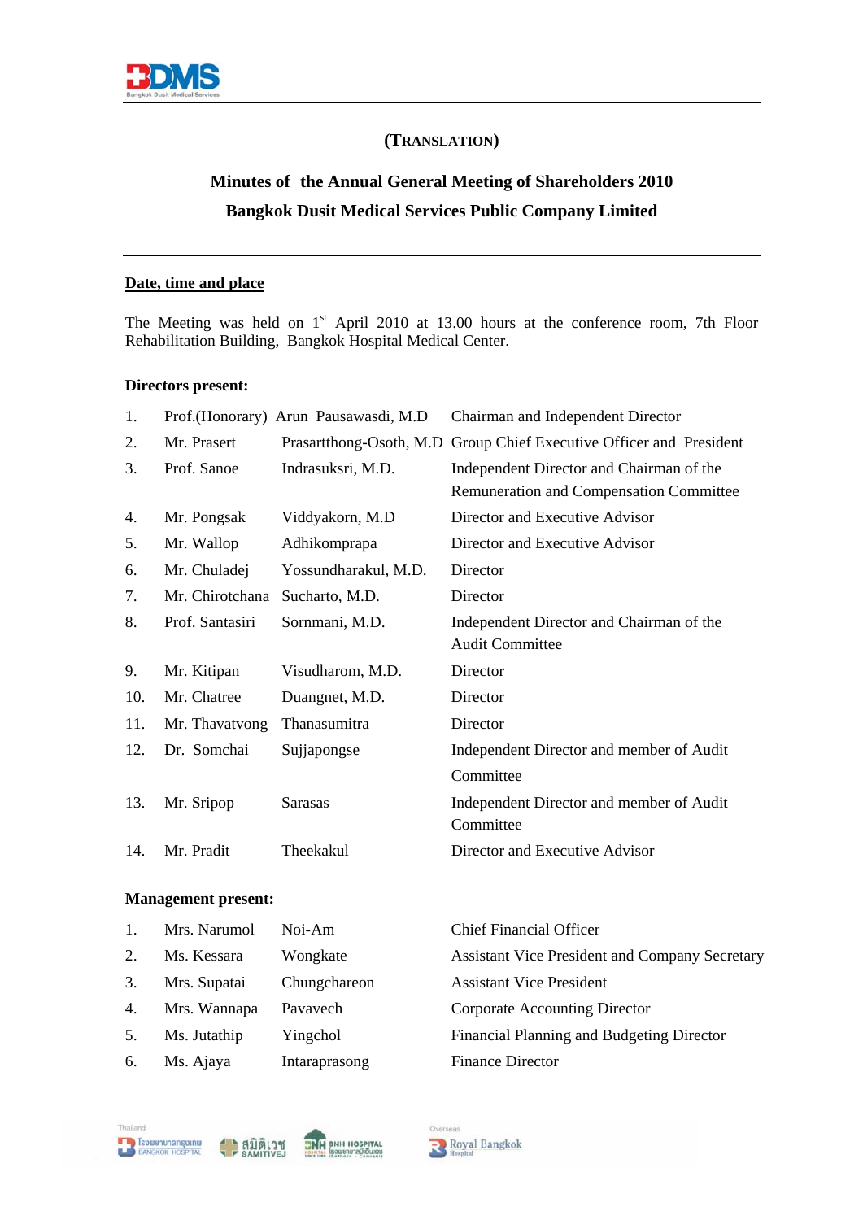(TRANSLATION)

# Minutes of the Annual General Meeting of Shareholders 2010
# Bangkok Dusit Medical Services Public Company Limited

**Date, time and place**

The Meeting was held on 1st April 2010 at 13.00 hours at the conference room, 7th Floor Rehabilitation Building, Bangkok Hospital Medical Center.

**Directors present:**

| | | | |
|---|---|---|---|
| 1. | Prof.(Honorary) Arun | Pausawasdi, M.D | Chairman and Independent Director |
| 2. | Mr. Prasert | Prasartthong-Osoth, M.D | Group Chief Executive Officer and President |
| 3. | Prof. Sanoe | Indrasuksri, M.D. | Independent Director and Chairman of the Remuneration and Compensation Committee |
| 4. | Mr. Pongsak | Viddyakorn, M.D | Director and Executive Advisor |
| 5. | Mr. Wallop | Adhikomprapa | Director and Executive Advisor |
| 6. | Mr. Chuladej | Yossundharakul, M.D. | Director |
| 7. | Mr. Chirotchana | Sucharto, M.D. | Director |
| 8. | Prof. Santasiri | Sornmani, M.D. | Independent Director and Chairman of the Audit Committee |
| 9. | Mr. Kitipan | Visudharom, M.D. | Director |
| 10. | Mr. Chatree | Duangnet, M.D. | Director |
| 11. | Mr. Thavatvong | Thanasumitra | Director |
| 12. | Dr. Somchai | Sujjapongse | Independent Director and member of Audit Committee |
| 13. | Mr. Sripop | Sarasas | Independent Director and member of Audit Committee |
| 14. | Mr. Pradit | Theekakul | Director and Executive Advisor |

**Management present:**

| | | | |
|---|---|---|---|
| 1. | Mrs. Narumol | Noi-Am | Chief Financial Officer |
| 2. | Ms. Kessara | Wongkate | Assistant Vice President and Company Secretary |
| 3. | Mrs. Supatai | Chungchareon | Assistant Vice President |
| 4. | Mrs. Wannapa | Pavavech | Corporate Accounting Director |
| 5. | Ms. Jutathip | Yingchol | Financial Planning and Budgeting Director |
| 6. | Ms. Ajaya | Intaraprasong | Finance Director |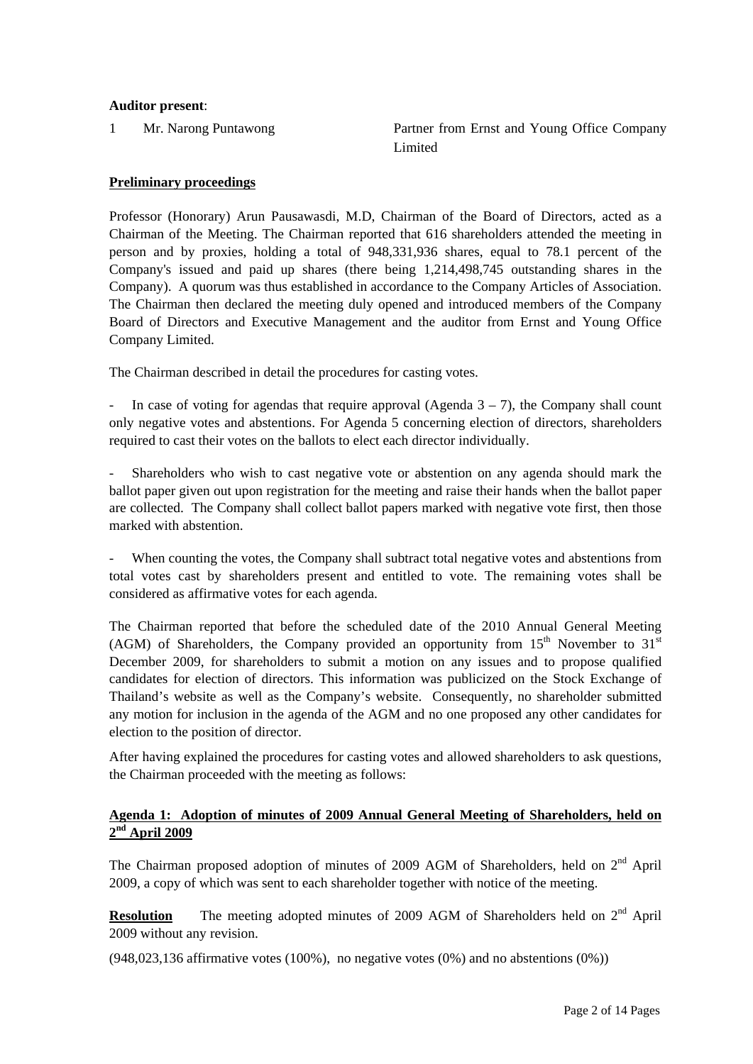**Auditor present**:

1 Mr. Narong Puntawong — Partner from Ernst and Young Office Company Limited

**Preliminary proceedings**

Professor (Honorary) Arun Pausawasdi, M.D, Chairman of the Board of Directors, acted as a Chairman of the Meeting. The Chairman reported that 616 shareholders attended the meeting in person and by proxies, holding a total of 948,331,936 shares, equal to 78.1 percent of the Company's issued and paid up shares (there being 1,214,498,745 outstanding shares in the Company). A quorum was thus established in accordance to the Company Articles of Association. The Chairman then declared the meeting duly opened and introduced members of the Company Board of Directors and Executive Management and the auditor from Ernst and Young Office Company Limited.

The Chairman described in detail the procedures for casting votes.

- In case of voting for agendas that require approval (Agenda 3 – 7), the Company shall count only negative votes and abstentions. For Agenda 5 concerning election of directors, shareholders required to cast their votes on the ballots to elect each director individually.

- Shareholders who wish to cast negative vote or abstention on any agenda should mark the ballot paper given out upon registration for the meeting and raise their hands when the ballot paper are collected. The Company shall collect ballot papers marked with negative vote first, then those marked with abstention.

- When counting the votes, the Company shall subtract total negative votes and abstentions from total votes cast by shareholders present and entitled to vote. The remaining votes shall be considered as affirmative votes for each agenda.

The Chairman reported that before the scheduled date of the 2010 Annual General Meeting (AGM) of Shareholders, the Company provided an opportunity from 15th November to 31st December 2009, for shareholders to submit a motion on any issues and to propose qualified candidates for election of directors. This information was publicized on the Stock Exchange of Thailand's website as well as the Company's website. Consequently, no shareholder submitted any motion for inclusion in the agenda of the AGM and no one proposed any other candidates for election to the position of director.

After having explained the procedures for casting votes and allowed shareholders to ask questions, the Chairman proceeded with the meeting as follows:

**Agenda 1: Adoption of minutes of 2009 Annual General Meeting of Shareholders, held on 2nd April 2009**

The Chairman proposed adoption of minutes of 2009 AGM of Shareholders, held on 2nd April 2009, a copy of which was sent to each shareholder together with notice of the meeting.

**Resolution** The meeting adopted minutes of 2009 AGM of Shareholders held on 2nd April 2009 without any revision.

(948,023,136 affirmative votes (100%), no negative votes (0%) and no abstentions (0%))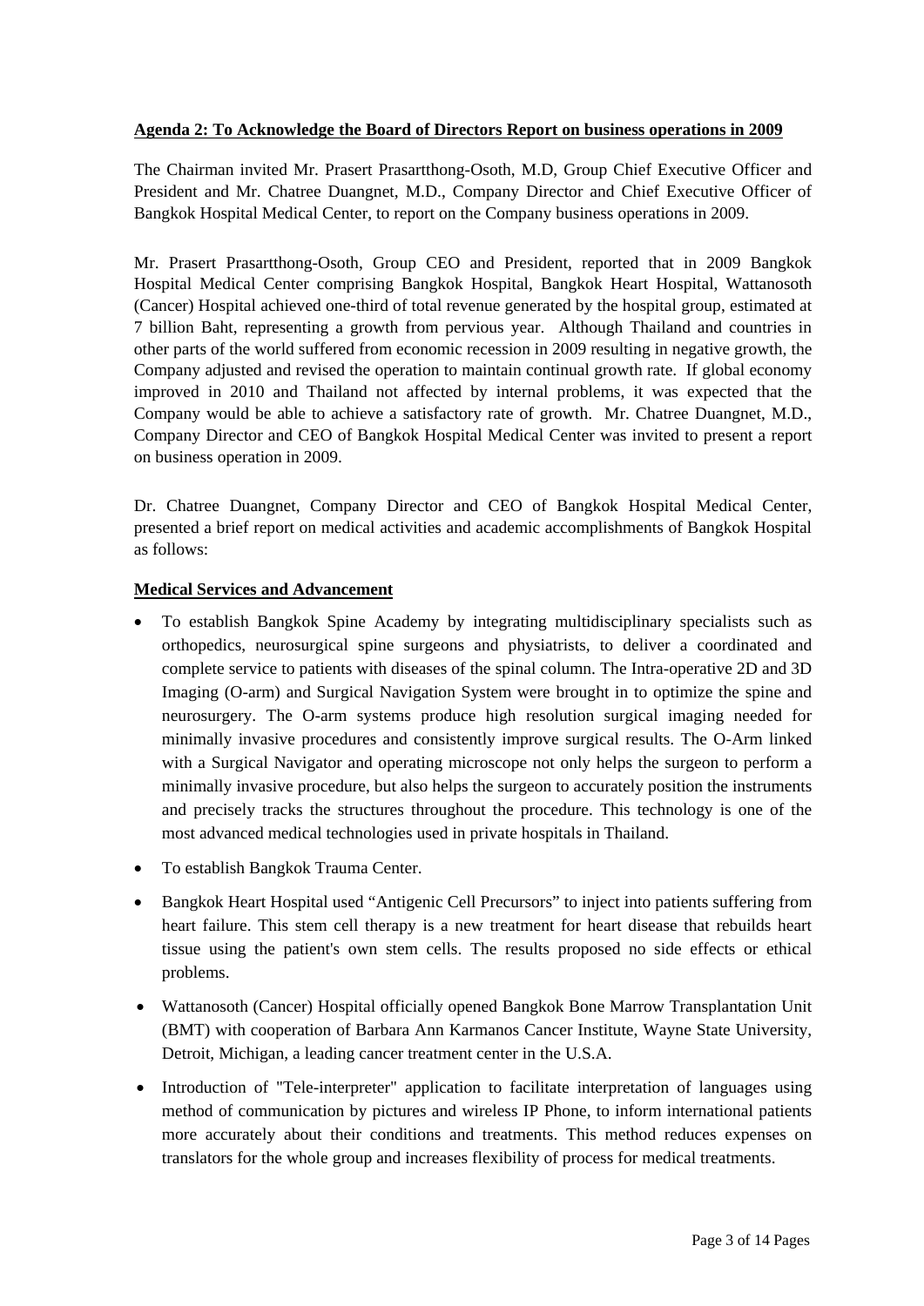**Agenda 2: To Acknowledge the Board of Directors Report on business operations in 2009**

The Chairman invited Mr. Prasert Prasartthong-Osoth, M.D, Group Chief Executive Officer and President and Mr. Chatree Duangnet, M.D., Company Director and Chief Executive Officer of Bangkok Hospital Medical Center, to report on the Company business operations in 2009.

Mr. Prasert Prasartthong-Osoth, Group CEO and President, reported that in 2009 Bangkok Hospital Medical Center comprising Bangkok Hospital, Bangkok Heart Hospital, Wattanosoth (Cancer) Hospital achieved one-third of total revenue generated by the hospital group, estimated at 7 billion Baht, representing a growth from pervious year. Although Thailand and countries in other parts of the world suffered from economic recession in 2009 resulting in negative growth, the Company adjusted and revised the operation to maintain continual growth rate. If global economy improved in 2010 and Thailand not affected by internal problems, it was expected that the Company would be able to achieve a satisfactory rate of growth. Mr. Chatree Duangnet, M.D., Company Director and CEO of Bangkok Hospital Medical Center was invited to present a report on business operation in 2009.

Dr. Chatree Duangnet, Company Director and CEO of Bangkok Hospital Medical Center, presented a brief report on medical activities and academic accomplishments of Bangkok Hospital as follows:

**Medical Services and Advancement**

- To establish Bangkok Spine Academy by integrating multidisciplinary specialists such as orthopedics, neurosurgical spine surgeons and physiatrists, to deliver a coordinated and complete service to patients with diseases of the spinal column. The Intra-operative 2D and 3D Imaging (O-arm) and Surgical Navigation System were brought in to optimize the spine and neurosurgery. The O-arm systems produce high resolution surgical imaging needed for minimally invasive procedures and consistently improve surgical results. The O-Arm linked with a Surgical Navigator and operating microscope not only helps the surgeon to perform a minimally invasive procedure, but also helps the surgeon to accurately position the instruments and precisely tracks the structures throughout the procedure. This technology is one of the most advanced medical technologies used in private hospitals in Thailand.
- To establish Bangkok Trauma Center.
- Bangkok Heart Hospital used "Antigenic Cell Precursors" to inject into patients suffering from heart failure. This stem cell therapy is a new treatment for heart disease that rebuilds heart tissue using the patient's own stem cells. The results proposed no side effects or ethical problems.
- Wattanosoth (Cancer) Hospital officially opened Bangkok Bone Marrow Transplantation Unit (BMT) with cooperation of Barbara Ann Karmanos Cancer Institute, Wayne State University, Detroit, Michigan, a leading cancer treatment center in the U.S.A.
- Introduction of "Tele-interpreter" application to facilitate interpretation of languages using method of communication by pictures and wireless IP Phone, to inform international patients more accurately about their conditions and treatments. This method reduces expenses on translators for the whole group and increases flexibility of process for medical treatments.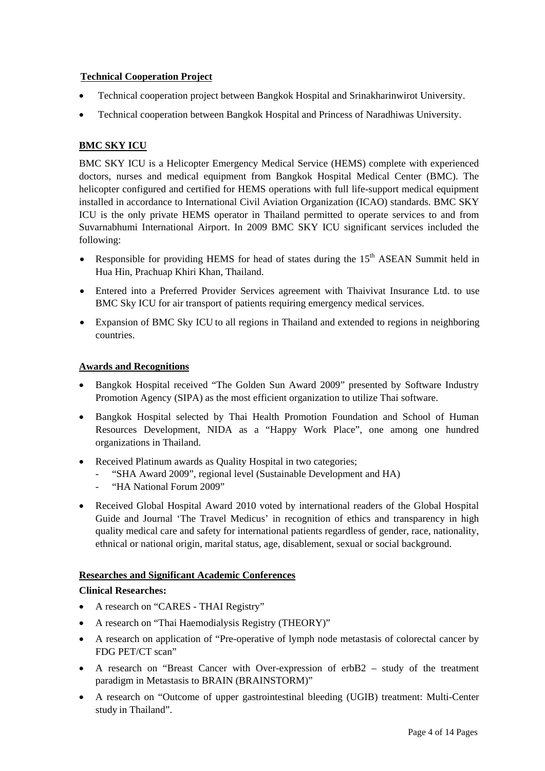## Technical Cooperation Project

- Technical cooperation project between Bangkok Hospital and Srinakharinwirot University.
- Technical cooperation between Bangkok Hospital and Princess of Naradhiwas University.

## BMC SKY ICU

BMC SKY ICU is a Helicopter Emergency Medical Service (HEMS) complete with experienced doctors, nurses and medical equipment from Bangkok Hospital Medical Center (BMC). The helicopter configured and certified for HEMS operations with full life-support medical equipment installed in accordance to International Civil Aviation Organization (ICAO) standards. BMC SKY ICU is the only private HEMS operator in Thailand permitted to operate services to and from Suvarnabhumi International Airport. In 2009 BMC SKY ICU significant services included the following:

- Responsible for providing HEMS for head of states during the 15th ASEAN Summit held in Hua Hin, Prachuap Khiri Khan, Thailand.
- Entered into a Preferred Provider Services agreement with Thaivivat Insurance Ltd. to use BMC Sky ICU for air transport of patients requiring emergency medical services.
- Expansion of BMC Sky ICU to all regions in Thailand and extended to regions in neighboring countries.

## Awards and Recognitions

- Bangkok Hospital received "The Golden Sun Award 2009" presented by Software Industry Promotion Agency (SIPA) as the most efficient organization to utilize Thai software.
- Bangkok Hospital selected by Thai Health Promotion Foundation and School of Human Resources Development, NIDA as a "Happy Work Place", one among one hundred organizations in Thailand.
- Received Platinum awards as Quality Hospital in two categories;
  - "SHA Award 2009", regional level (Sustainable Development and HA)
  - "HA National Forum 2009"
- Received Global Hospital Award 2010 voted by international readers of the Global Hospital Guide and Journal 'The Travel Medicus' in recognition of ethics and transparency in high quality medical care and safety for international patients regardless of gender, race, nationality, ethnical or national origin, marital status, age, disablement, sexual or social background.

## Researches and Significant Academic Conferences

**Clinical Researches:**

- A research on "CARES - THAI Registry"
- A research on "Thai Haemodialysis Registry (THEORY)"
- A research on application of "Pre-operative of lymph node metastasis of colorectal cancer by FDG PET/CT scan"
- A research on "Breast Cancer with Over-expression of erbB2 – study of the treatment paradigm in Metastasis to BRAIN (BRAINSTORM)"
- A research on "Outcome of upper gastrointestinal bleeding (UGIB) treatment: Multi-Center study in Thailand".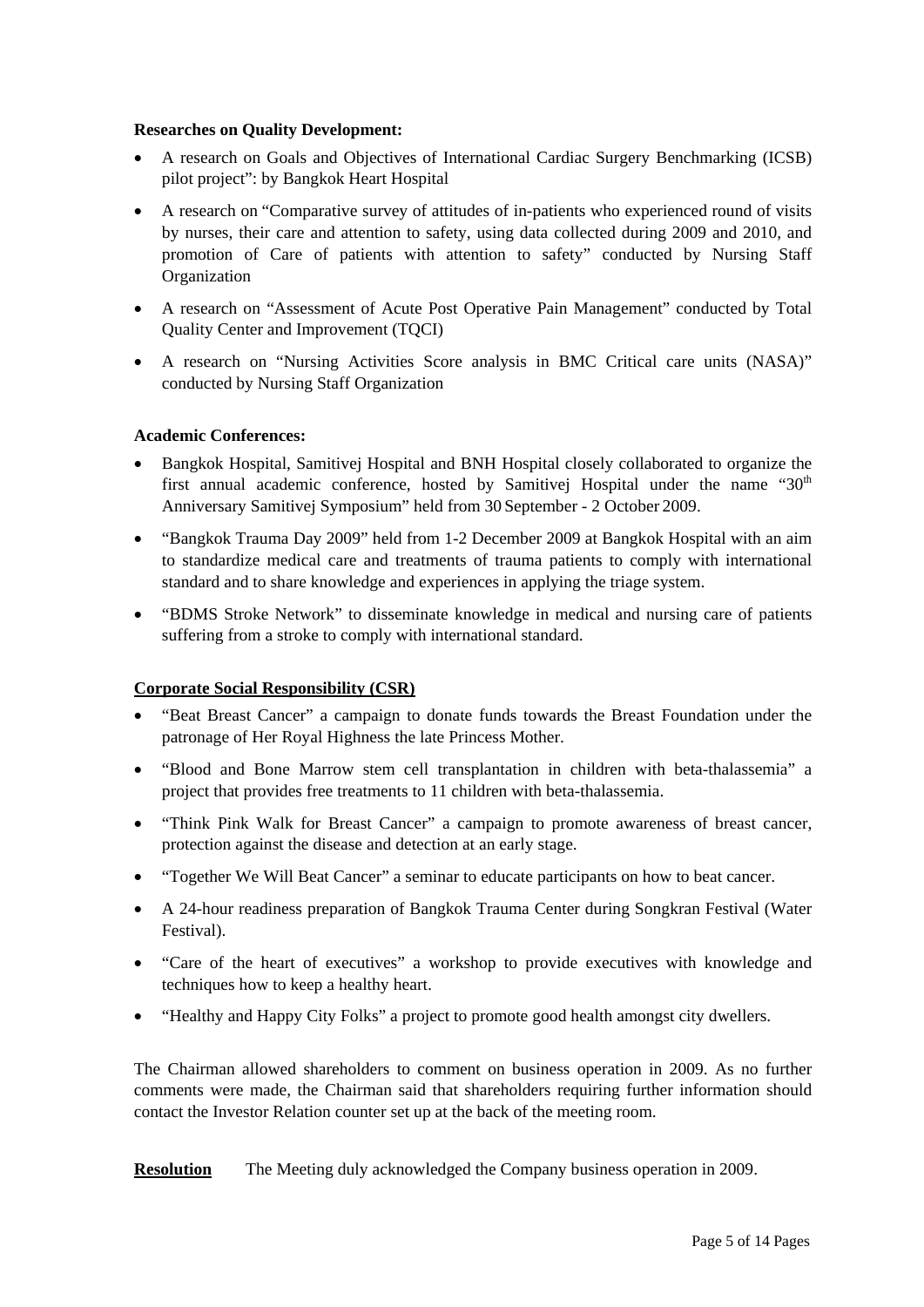**Researches on Quality Development:**

- A research on Goals and Objectives of International Cardiac Surgery Benchmarking (ICSB) pilot project": by Bangkok Heart Hospital
- A research on "Comparative survey of attitudes of in-patients who experienced round of visits by nurses, their care and attention to safety, using data collected during 2009 and 2010, and promotion of Care of patients with attention to safety" conducted by Nursing Staff Organization
- A research on "Assessment of Acute Post Operative Pain Management" conducted by Total Quality Center and Improvement (TQCI)
- A research on "Nursing Activities Score analysis in BMC Critical care units (NASA)" conducted by Nursing Staff Organization

**Academic Conferences:**

- Bangkok Hospital, Samitivej Hospital and BNH Hospital closely collaborated to organize the first annual academic conference, hosted by Samitivej Hospital under the name "30th Anniversary Samitivej Symposium" held from 30 September - 2 October 2009.
- "Bangkok Trauma Day 2009" held from 1-2 December 2009 at Bangkok Hospital with an aim to standardize medical care and treatments of trauma patients to comply with international standard and to share knowledge and experiences in applying the triage system.
- "BDMS Stroke Network" to disseminate knowledge in medical and nursing care of patients suffering from a stroke to comply with international standard.

**<u>Corporate Social Responsibility (CSR)</u>**

- "Beat Breast Cancer" a campaign to donate funds towards the Breast Foundation under the patronage of Her Royal Highness the late Princess Mother.
- "Blood and Bone Marrow stem cell transplantation in children with beta-thalassemia" a project that provides free treatments to 11 children with beta-thalassemia.
- "Think Pink Walk for Breast Cancer" a campaign to promote awareness of breast cancer, protection against the disease and detection at an early stage.
- "Together We Will Beat Cancer" a seminar to educate participants on how to beat cancer.
- A 24-hour readiness preparation of Bangkok Trauma Center during Songkran Festival (Water Festival).
- "Care of the heart of executives" a workshop to provide executives with knowledge and techniques how to keep a healthy heart.
- "Healthy and Happy City Folks" a project to promote good health amongst city dwellers.

The Chairman allowed shareholders to comment on business operation in 2009. As no further comments were made, the Chairman said that shareholders requiring further information should contact the Investor Relation counter set up at the back of the meeting room.

**<u>Resolution</u>** The Meeting duly acknowledged the Company business operation in 2009.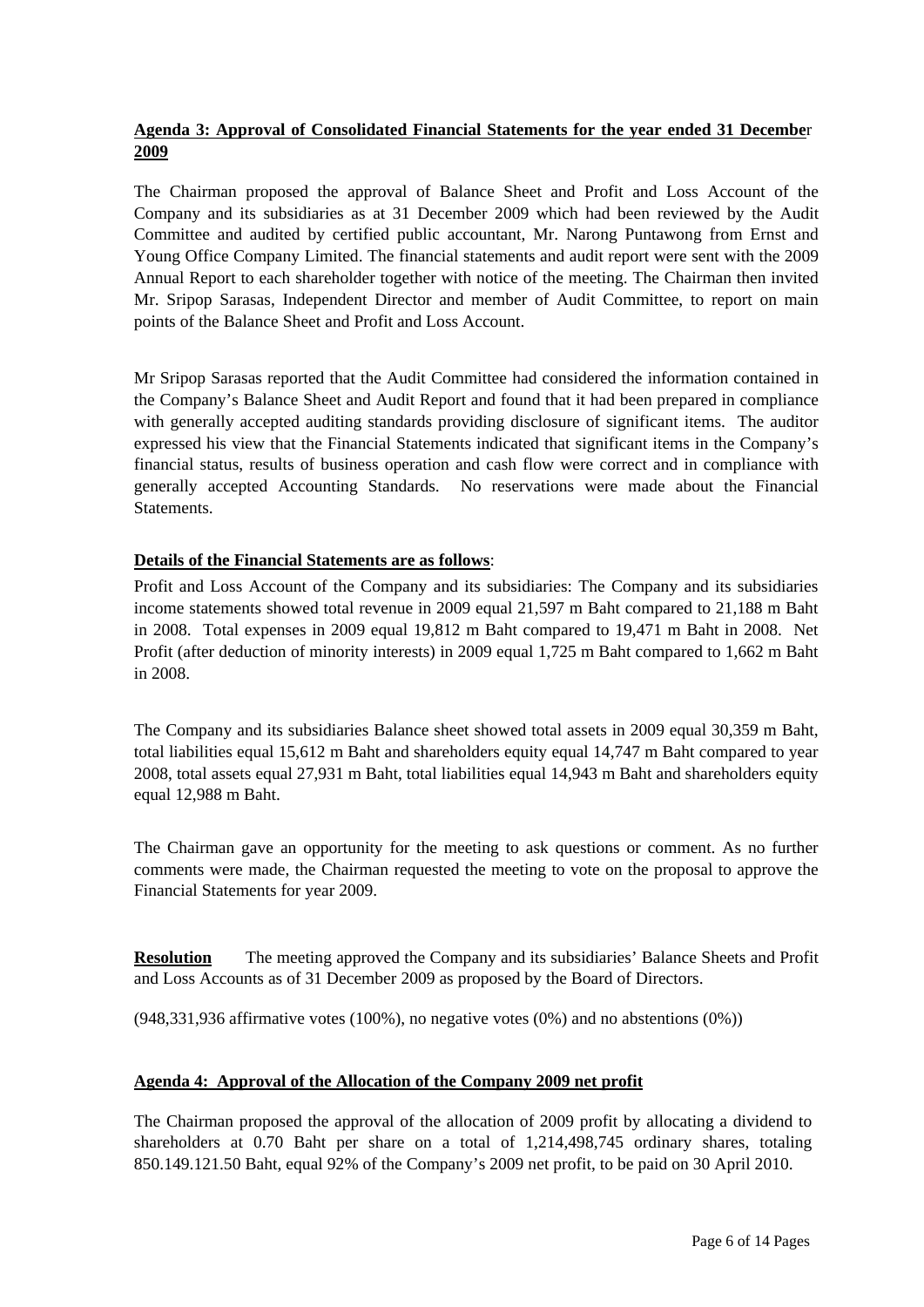**Agenda 3: Approval of Consolidated Financial Statements for the year ended 31 December 2009**

The Chairman proposed the approval of Balance Sheet and Profit and Loss Account of the Company and its subsidiaries as at 31 December 2009 which had been reviewed by the Audit Committee and audited by certified public accountant, Mr. Narong Puntawong from Ernst and Young Office Company Limited. The financial statements and audit report were sent with the 2009 Annual Report to each shareholder together with notice of the meeting. The Chairman then invited Mr. Sripop Sarasas, Independent Director and member of Audit Committee, to report on main points of the Balance Sheet and Profit and Loss Account.

Mr Sripop Sarasas reported that the Audit Committee had considered the information contained in the Company's Balance Sheet and Audit Report and found that it had been prepared in compliance with generally accepted auditing standards providing disclosure of significant items. The auditor expressed his view that the Financial Statements indicated that significant items in the Company's financial status, results of business operation and cash flow were correct and in compliance with generally accepted Accounting Standards. No reservations were made about the Financial Statements.

**Details of the Financial Statements are as follows**:

Profit and Loss Account of the Company and its subsidiaries: The Company and its subsidiaries income statements showed total revenue in 2009 equal 21,597 m Baht compared to 21,188 m Baht in 2008. Total expenses in 2009 equal 19,812 m Baht compared to 19,471 m Baht in 2008. Net Profit (after deduction of minority interests) in 2009 equal 1,725 m Baht compared to 1,662 m Baht in 2008.

The Company and its subsidiaries Balance sheet showed total assets in 2009 equal 30,359 m Baht, total liabilities equal 15,612 m Baht and shareholders equity equal 14,747 m Baht compared to year 2008, total assets equal 27,931 m Baht, total liabilities equal 14,943 m Baht and shareholders equity equal 12,988 m Baht.

The Chairman gave an opportunity for the meeting to ask questions or comment. As no further comments were made, the Chairman requested the meeting to vote on the proposal to approve the Financial Statements for year 2009.

**Resolution** The meeting approved the Company and its subsidiaries' Balance Sheets and Profit and Loss Accounts as of 31 December 2009 as proposed by the Board of Directors.

(948,331,936 affirmative votes (100%), no negative votes (0%) and no abstentions (0%))

**Agenda 4: Approval of the Allocation of the Company 2009 net profit**

The Chairman proposed the approval of the allocation of 2009 profit by allocating a dividend to shareholders at 0.70 Baht per share on a total of 1,214,498,745 ordinary shares, totaling 850.149.121.50 Baht, equal 92% of the Company's 2009 net profit, to be paid on 30 April 2010.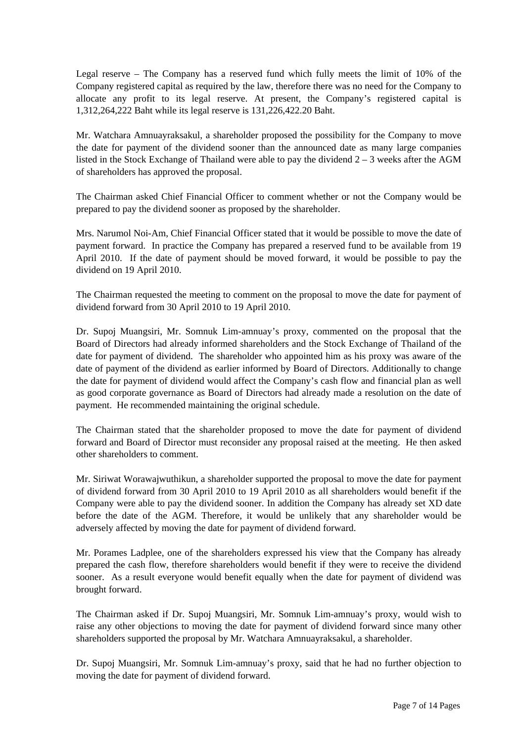Legal reserve – The Company has a reserved fund which fully meets the limit of 10% of the Company registered capital as required by the law, therefore there was no need for the Company to allocate any profit to its legal reserve. At present, the Company's registered capital is 1,312,264,222 Baht while its legal reserve is 131,226,422.20 Baht.

Mr. Watchara Amnuayraksakul, a shareholder proposed the possibility for the Company to move the date for payment of the dividend sooner than the announced date as many large companies listed in the Stock Exchange of Thailand were able to pay the dividend 2 – 3 weeks after the AGM of shareholders has approved the proposal.

The Chairman asked Chief Financial Officer to comment whether or not the Company would be prepared to pay the dividend sooner as proposed by the shareholder.

Mrs. Narumol Noi-Am, Chief Financial Officer stated that it would be possible to move the date of payment forward. In practice the Company has prepared a reserved fund to be available from 19 April 2010. If the date of payment should be moved forward, it would be possible to pay the dividend on 19 April 2010.

The Chairman requested the meeting to comment on the proposal to move the date for payment of dividend forward from 30 April 2010 to 19 April 2010.

Dr. Supoj Muangsiri, Mr. Somnuk Lim-amnuay's proxy, commented on the proposal that the Board of Directors had already informed shareholders and the Stock Exchange of Thailand of the date for payment of dividend. The shareholder who appointed him as his proxy was aware of the date of payment of the dividend as earlier informed by Board of Directors. Additionally to change the date for payment of dividend would affect the Company's cash flow and financial plan as well as good corporate governance as Board of Directors had already made a resolution on the date of payment. He recommended maintaining the original schedule.

The Chairman stated that the shareholder proposed to move the date for payment of dividend forward and Board of Director must reconsider any proposal raised at the meeting. He then asked other shareholders to comment.

Mr. Siriwat Worawajwuthikun, a shareholder supported the proposal to move the date for payment of dividend forward from 30 April 2010 to 19 April 2010 as all shareholders would benefit if the Company were able to pay the dividend sooner. In addition the Company has already set XD date before the date of the AGM. Therefore, it would be unlikely that any shareholder would be adversely affected by moving the date for payment of dividend forward.

Mr. Porames Ladplee, one of the shareholders expressed his view that the Company has already prepared the cash flow, therefore shareholders would benefit if they were to receive the dividend sooner. As a result everyone would benefit equally when the date for payment of dividend was brought forward.

The Chairman asked if Dr. Supoj Muangsiri, Mr. Somnuk Lim-amnuay's proxy, would wish to raise any other objections to moving the date for payment of dividend forward since many other shareholders supported the proposal by Mr. Watchara Amnuayraksakul, a shareholder.

Dr. Supoj Muangsiri, Mr. Somnuk Lim-amnuay's proxy, said that he had no further objection to moving the date for payment of dividend forward.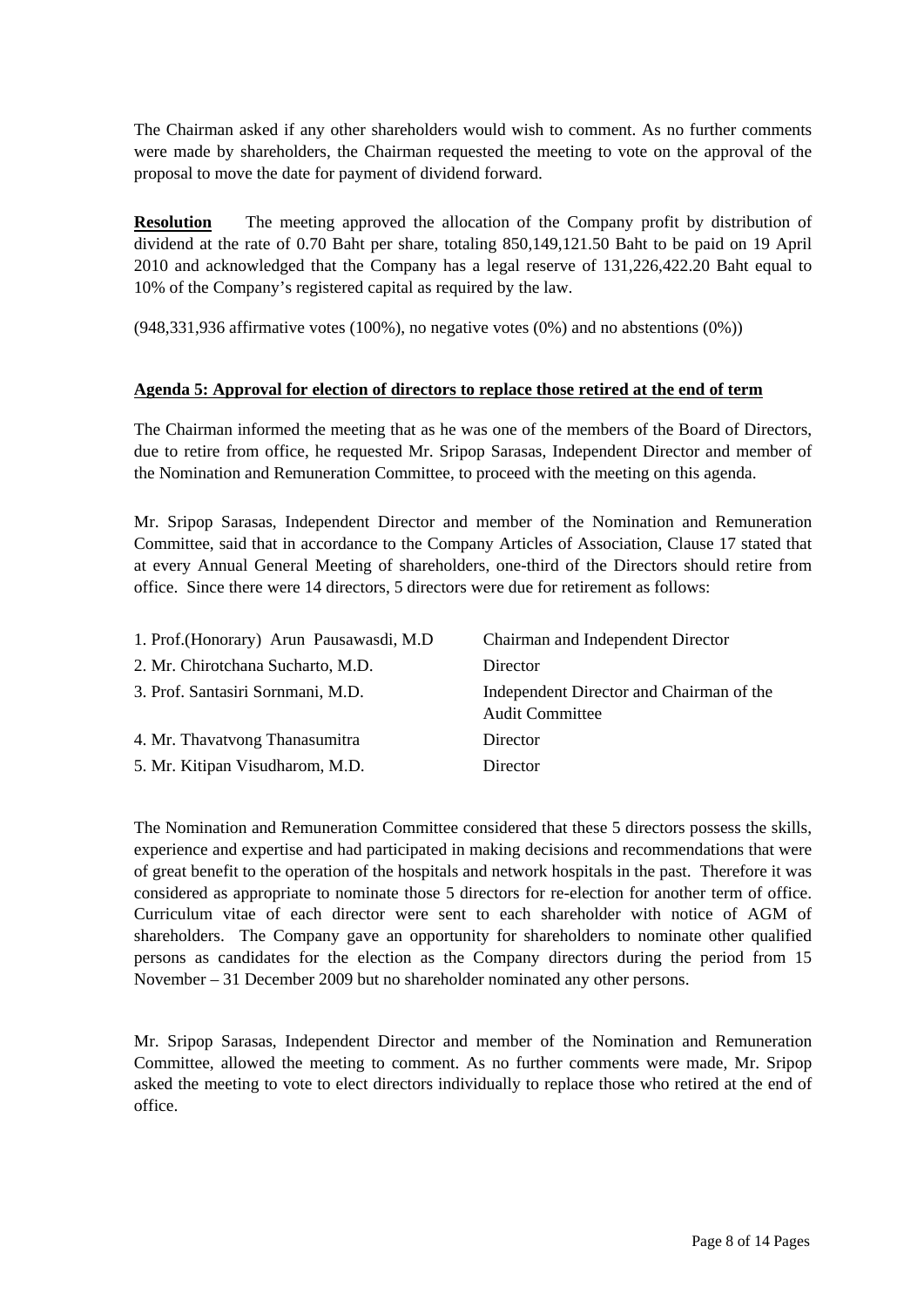The Chairman asked if any other shareholders would wish to comment. As no further comments were made by shareholders, the Chairman requested the meeting to vote on the approval of the proposal to move the date for payment of dividend forward.

**Resolution** The meeting approved the allocation of the Company profit by distribution of dividend at the rate of 0.70 Baht per share, totaling 850,149,121.50 Baht to be paid on 19 April 2010 and acknowledged that the Company has a legal reserve of 131,226,422.20 Baht equal to 10% of the Company's registered capital as required by the law.

(948,331,936 affirmative votes (100%), no negative votes (0%) and no abstentions (0%))

**Agenda 5: Approval for election of directors to replace those retired at the end of term**

The Chairman informed the meeting that as he was one of the members of the Board of Directors, due to retire from office, he requested Mr. Sripop Sarasas, Independent Director and member of the Nomination and Remuneration Committee, to proceed with the meeting on this agenda.

Mr. Sripop Sarasas, Independent Director and member of the Nomination and Remuneration Committee, said that in accordance to the Company Articles of Association, Clause 17 stated that at every Annual General Meeting of shareholders, one-third of the Directors should retire from office. Since there were 14 directors, 5 directors were due for retirement as follows:

| | |
|---|---|
| 1. Prof.(Honorary) Arun Pausawasdi, M.D | Chairman and Independent Director |
| 2. Mr. Chirotchana Sucharto, M.D. | Director |
| 3. Prof. Santasiri Sornmani, M.D. | Independent Director and Chairman of the Audit Committee |
| 4. Mr. Thavatvong Thanasumitra | Director |
| 5. Mr. Kitipan Visudharom, M.D. | Director |

The Nomination and Remuneration Committee considered that these 5 directors possess the skills, experience and expertise and had participated in making decisions and recommendations that were of great benefit to the operation of the hospitals and network hospitals in the past. Therefore it was considered as appropriate to nominate those 5 directors for re-election for another term of office. Curriculum vitae of each director were sent to each shareholder with notice of AGM of shareholders. The Company gave an opportunity for shareholders to nominate other qualified persons as candidates for the election as the Company directors during the period from 15 November – 31 December 2009 but no shareholder nominated any other persons.

Mr. Sripop Sarasas, Independent Director and member of the Nomination and Remuneration Committee, allowed the meeting to comment. As no further comments were made, Mr. Sripop asked the meeting to vote to elect directors individually to replace those who retired at the end of office.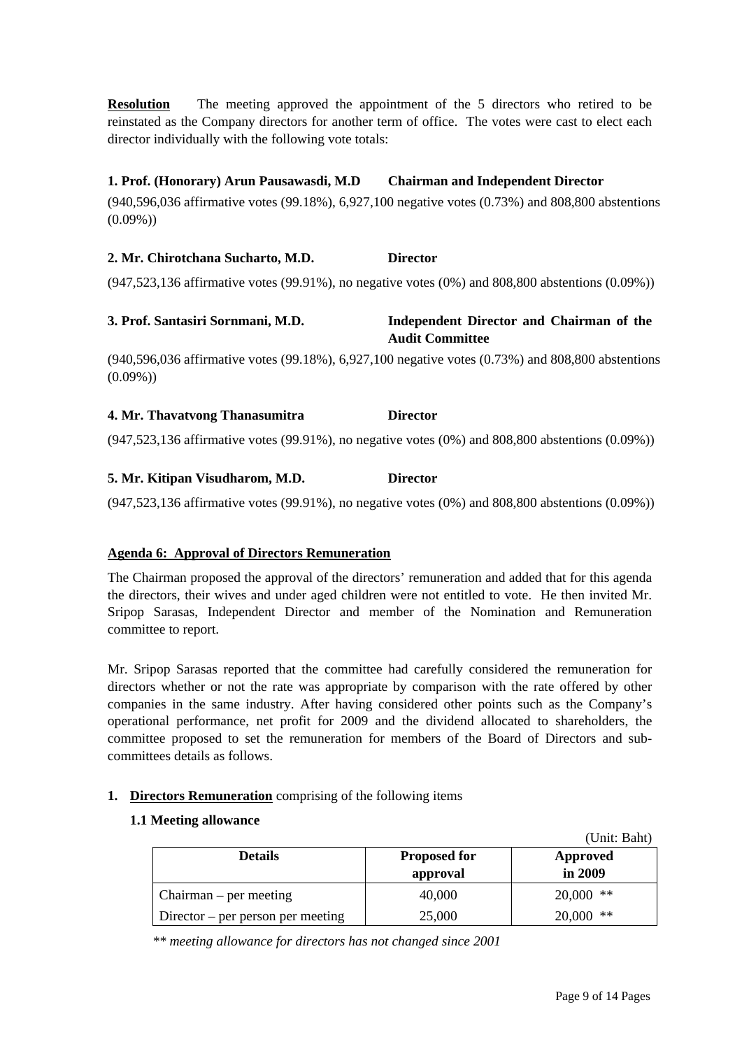**Resolution** The meeting approved the appointment of the 5 directors who retired to be reinstated as the Company directors for another term of office. The votes were cast to elect each director individually with the following vote totals:

**1. Prof. (Honorary) Arun Pausawasdi, M.D** **Chairman and Independent Director**

(940,596,036 affirmative votes (99.18%), 6,927,100 negative votes (0.73%) and 808,800 abstentions (0.09%))

**2. Mr. Chirotchana Sucharto, M.D.** **Director**

(947,523,136 affirmative votes (99.91%), no negative votes (0%) and 808,800 abstentions (0.09%))

**3. Prof. Santasiri Sornmani, M.D.** **Independent Director and Chairman of the Audit Committee**

(940,596,036 affirmative votes (99.18%), 6,927,100 negative votes (0.73%) and 808,800 abstentions (0.09%))

**4. Mr. Thavatvong Thanasumitra** **Director**

(947,523,136 affirmative votes (99.91%), no negative votes (0%) and 808,800 abstentions (0.09%))

**5. Mr. Kitipan Visudharom, M.D.** **Director**

(947,523,136 affirmative votes (99.91%), no negative votes (0%) and 808,800 abstentions (0.09%))

**Agenda 6: Approval of Directors Remuneration**

The Chairman proposed the approval of the directors' remuneration and added that for this agenda the directors, their wives and under aged children were not entitled to vote. He then invited Mr. Sripop Sarasas, Independent Director and member of the Nomination and Remuneration committee to report.

Mr. Sripop Sarasas reported that the committee had carefully considered the remuneration for directors whether or not the rate was appropriate by comparison with the rate offered by other companies in the same industry. After having considered other points such as the Company's operational performance, net profit for 2009 and the dividend allocated to shareholders, the committee proposed to set the remuneration for members of the Board of Directors and sub-committees details as follows.

1. **Directors Remuneration** comprising of the following items

**1.1 Meeting allowance**

(Unit: Baht)

| Details | Proposed for approval | Approved in 2009 |
|---|---|---|
| Chairman – per meeting | 40,000 | 20,000 ** |
| Director – per person per meeting | 25,000 | 20,000 ** |

*\*\* meeting allowance for directors has not changed since 2001*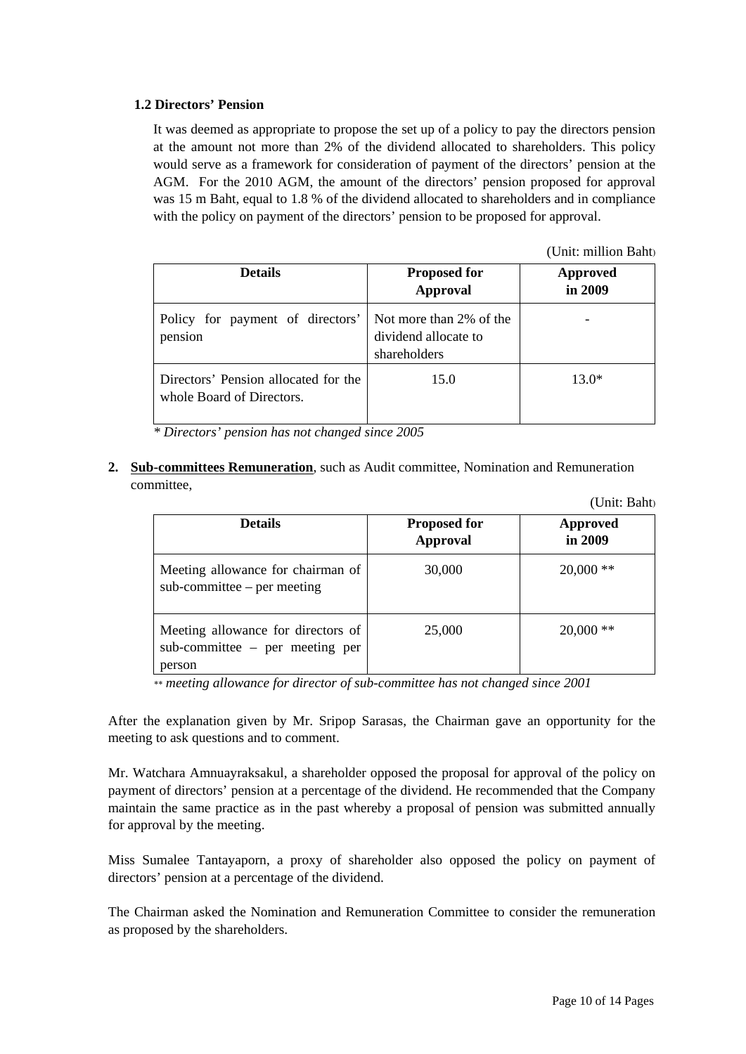### 1.2 Directors' Pension

It was deemed as appropriate to propose the set up of a policy to pay the directors pension at the amount not more than 2% of the dividend allocated to shareholders. This policy would serve as a framework for consideration of payment of the directors' pension at the AGM. For the 2010 AGM, the amount of the directors' pension proposed for approval was 15 m Baht, equal to 1.8 % of the dividend allocated to shareholders and in compliance with the policy on payment of the directors' pension to be proposed for approval.

(Unit: million Baht)

| Details | Proposed for Approval | Approved in 2009 |
|---|---|---|
| Policy for payment of directors' pension | Not more than 2% of the dividend allocate to shareholders | - |
| Directors' Pension allocated for the whole Board of Directors. | 15.0 | 13.0* |

*\* Directors' pension has not changed since 2005*

2. **Sub-committees Remuneration**, such as Audit committee, Nomination and Remuneration committee,

(Unit: Baht)

| Details | Proposed for Approval | Approved in 2009 |
|---|---|---|
| Meeting allowance for chairman of sub-committee – per meeting | 30,000 | 20,000 ** |
| Meeting allowance for directors of sub-committee – per meeting per person | 25,000 | 20,000 ** |

*\*\* meeting allowance for director of sub-committee has not changed since 2001*

After the explanation given by Mr. Sripop Sarasas, the Chairman gave an opportunity for the meeting to ask questions and to comment.

Mr. Watchara Amnuayraksakul, a shareholder opposed the proposal for approval of the policy on payment of directors' pension at a percentage of the dividend. He recommended that the Company maintain the same practice as in the past whereby a proposal of pension was submitted annually for approval by the meeting.

Miss Sumalee Tantayaporn, a proxy of shareholder also opposed the policy on payment of directors' pension at a percentage of the dividend.

The Chairman asked the Nomination and Remuneration Committee to consider the remuneration as proposed by the shareholders.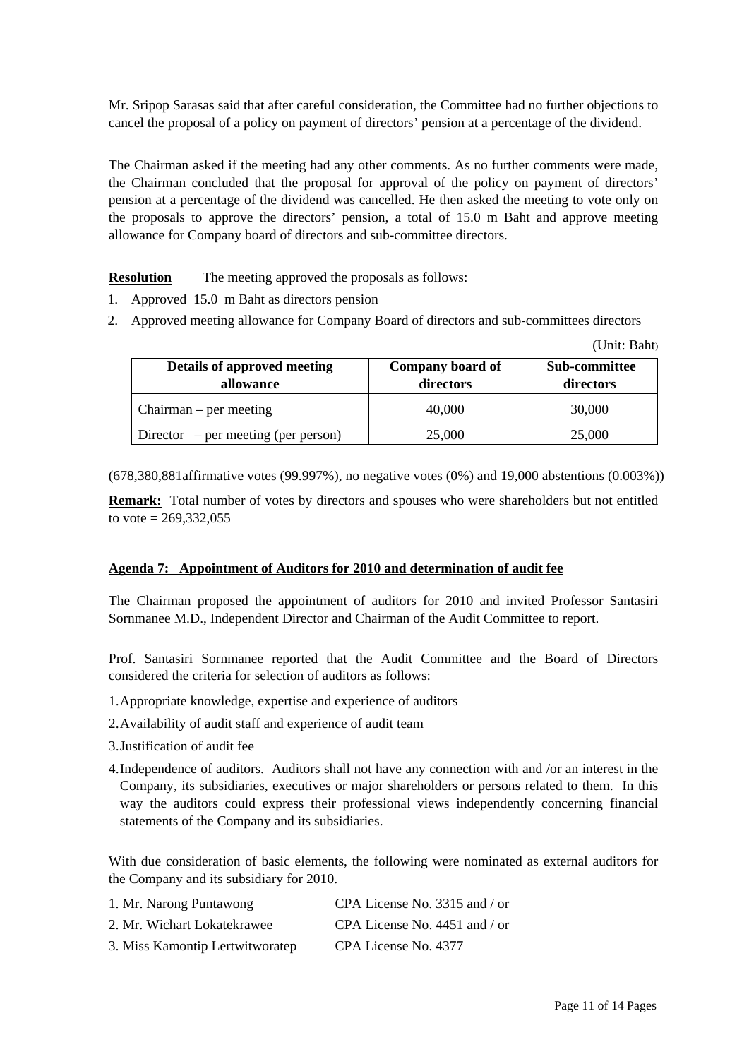Mr. Sripop Sarasas said that after careful consideration, the Committee had no further objections to cancel the proposal of a policy on payment of directors' pension at a percentage of the dividend.

The Chairman asked if the meeting had any other comments. As no further comments were made, the Chairman concluded that the proposal for approval of the policy on payment of directors' pension at a percentage of the dividend was cancelled. He then asked the meeting to vote only on the proposals to approve the directors' pension, a total of 15.0 m Baht and approve meeting allowance for Company board of directors and sub-committee directors.

**Resolution** The meeting approved the proposals as follows:

1. Approved 15.0 m Baht as directors pension
2. Approved meeting allowance for Company Board of directors and sub-committees directors

(Unit: Baht)

| Details of approved meeting allowance | Company board of directors | Sub-committee directors |
|---|---|---|
| Chairman – per meeting | 40,000 | 30,000 |
| Director – per meeting (per person) | 25,000 | 25,000 |

(678,380,881affirmative votes (99.997%), no negative votes (0%) and 19,000 abstentions (0.003%))

**Remark:** Total number of votes by directors and spouses who were shareholders but not entitled to vote = 269,332,055

## Agenda 7: Appointment of Auditors for 2010 and determination of audit fee

The Chairman proposed the appointment of auditors for 2010 and invited Professor Santasiri Sornmanee M.D., Independent Director and Chairman of the Audit Committee to report.

Prof. Santasiri Sornmanee reported that the Audit Committee and the Board of Directors considered the criteria for selection of auditors as follows:

1. Appropriate knowledge, expertise and experience of auditors
2. Availability of audit staff and experience of audit team
3. Justification of audit fee
4. Independence of auditors. Auditors shall not have any connection with and /or an interest in the Company, its subsidiaries, executives or major shareholders or persons related to them. In this way the auditors could express their professional views independently concerning financial statements of the Company and its subsidiaries.

With due consideration of basic elements, the following were nominated as external auditors for the Company and its subsidiary for 2010.

1. Mr. Narong Puntawong CPA License No. 3315 and / or
2. Mr. Wichart Lokatekrawee CPA License No. 4451 and / or
3. Miss Kamontip Lertwitworatep CPA License No. 4377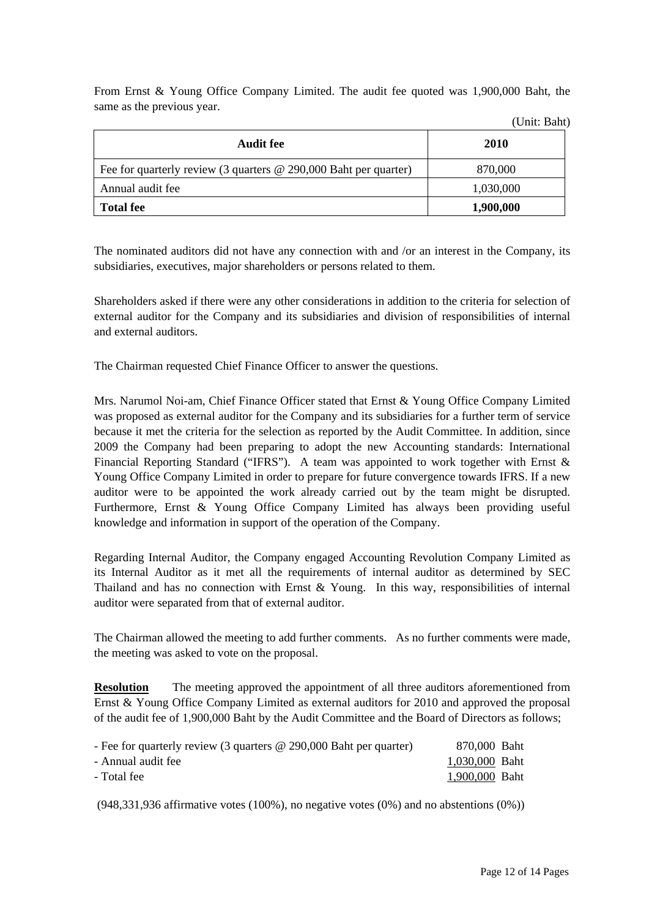From Ernst & Young Office Company Limited. The audit fee quoted was 1,900,000 Baht, the same as the previous year.

(Unit: Baht)

| Audit fee | 2010 |
|---|---|
| Fee for quarterly review (3 quarters @ 290,000 Baht per quarter) | 870,000 |
| Annual audit fee | 1,030,000 |
| **Total fee** | **1,900,000** |

The nominated auditors did not have any connection with and /or an interest in the Company, its subsidiaries, executives, major shareholders or persons related to them.

Shareholders asked if there were any other considerations in addition to the criteria for selection of external auditor for the Company and its subsidiaries and division of responsibilities of internal and external auditors.

The Chairman requested Chief Finance Officer to answer the questions.

Mrs. Narumol Noi-am, Chief Finance Officer stated that Ernst & Young Office Company Limited was proposed as external auditor for the Company and its subsidiaries for a further term of service because it met the criteria for the selection as reported by the Audit Committee. In addition, since 2009 the Company had been preparing to adopt the new Accounting standards: International Financial Reporting Standard ("IFRS"). A team was appointed to work together with Ernst & Young Office Company Limited in order to prepare for future convergence towards IFRS. If a new auditor were to be appointed the work already carried out by the team might be disrupted. Furthermore, Ernst & Young Office Company Limited has always been providing useful knowledge and information in support of the operation of the Company.

Regarding Internal Auditor, the Company engaged Accounting Revolution Company Limited as its Internal Auditor as it met all the requirements of internal auditor as determined by SEC Thailand and has no connection with Ernst & Young. In this way, responsibilities of internal auditor were separated from that of external auditor.

The Chairman allowed the meeting to add further comments. As no further comments were made, the meeting was asked to vote on the proposal.

**Resolution** The meeting approved the appointment of all three auditors aforementioned from Ernst & Young Office Company Limited as external auditors for 2010 and approved the proposal of the audit fee of 1,900,000 Baht by the Audit Committee and the Board of Directors as follows;

- Fee for quarterly review (3 quarters @ 290,000 Baht per quarter) 870,000 Baht
- Annual audit fee 1,030,000 Baht
- Total fee 1,900,000 Baht

(948,331,936 affirmative votes (100%), no negative votes (0%) and no abstentions (0%))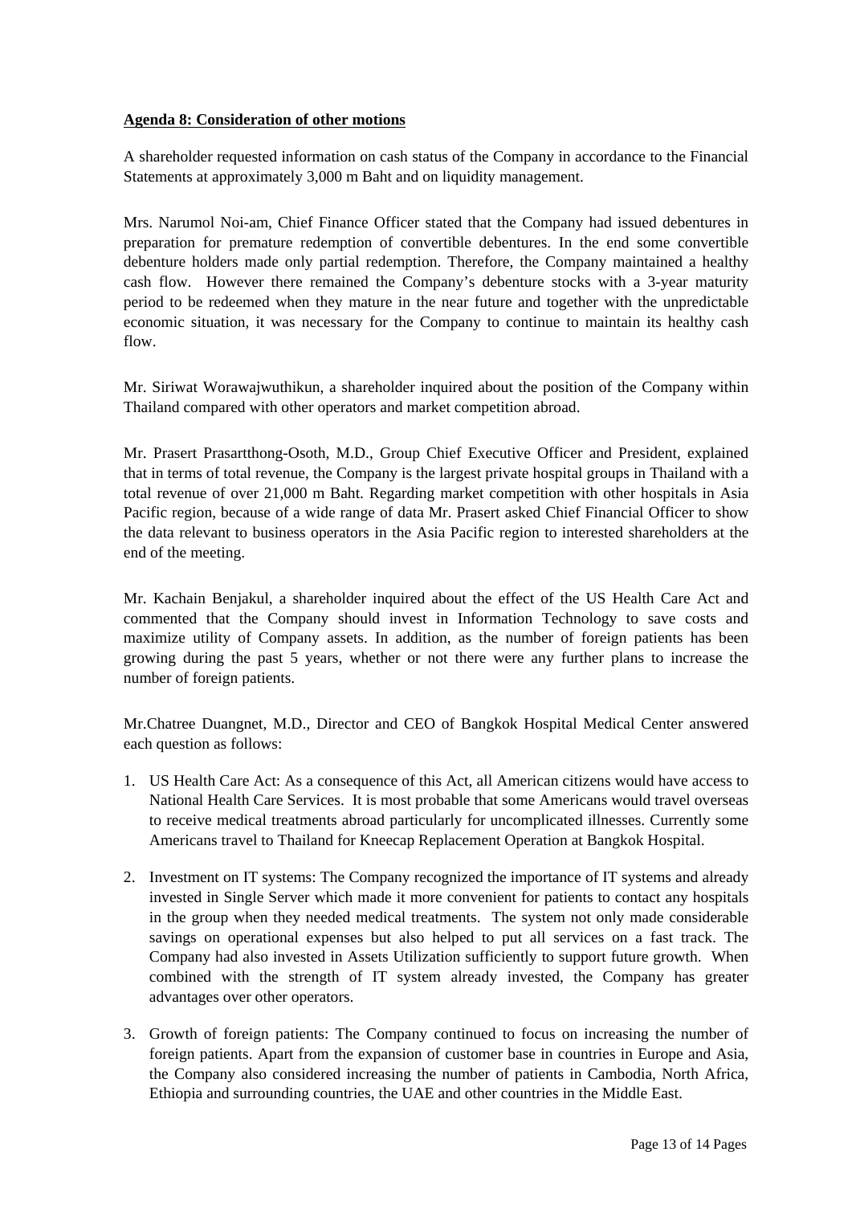**Agenda 8: Consideration of other motions**

A shareholder requested information on cash status of the Company in accordance to the Financial Statements at approximately 3,000 m Baht and on liquidity management.

Mrs. Narumol Noi-am, Chief Finance Officer stated that the Company had issued debentures in preparation for premature redemption of convertible debentures. In the end some convertible debenture holders made only partial redemption. Therefore, the Company maintained a healthy cash flow. However there remained the Company's debenture stocks with a 3-year maturity period to be redeemed when they mature in the near future and together with the unpredictable economic situation, it was necessary for the Company to continue to maintain its healthy cash flow.

Mr. Siriwat Worawajwuthikun, a shareholder inquired about the position of the Company within Thailand compared with other operators and market competition abroad.

Mr. Prasert Prasartthong-Osoth, M.D., Group Chief Executive Officer and President, explained that in terms of total revenue, the Company is the largest private hospital groups in Thailand with a total revenue of over 21,000 m Baht. Regarding market competition with other hospitals in Asia Pacific region, because of a wide range of data Mr. Prasert asked Chief Financial Officer to show the data relevant to business operators in the Asia Pacific region to interested shareholders at the end of the meeting.

Mr. Kachain Benjakul, a shareholder inquired about the effect of the US Health Care Act and commented that the Company should invest in Information Technology to save costs and maximize utility of Company assets. In addition, as the number of foreign patients has been growing during the past 5 years, whether or not there were any further plans to increase the number of foreign patients.

Mr.Chatree Duangnet, M.D., Director and CEO of Bangkok Hospital Medical Center answered each question as follows:

1. US Health Care Act: As a consequence of this Act, all American citizens would have access to National Health Care Services. It is most probable that some Americans would travel overseas to receive medical treatments abroad particularly for uncomplicated illnesses. Currently some Americans travel to Thailand for Kneecap Replacement Operation at Bangkok Hospital.
2. Investment on IT systems: The Company recognized the importance of IT systems and already invested in Single Server which made it more convenient for patients to contact any hospitals in the group when they needed medical treatments. The system not only made considerable savings on operational expenses but also helped to put all services on a fast track. The Company had also invested in Assets Utilization sufficiently to support future growth. When combined with the strength of IT system already invested, the Company has greater advantages over other operators.
3. Growth of foreign patients: The Company continued to focus on increasing the number of foreign patients. Apart from the expansion of customer base in countries in Europe and Asia, the Company also considered increasing the number of patients in Cambodia, North Africa, Ethiopia and surrounding countries, the UAE and other countries in the Middle East.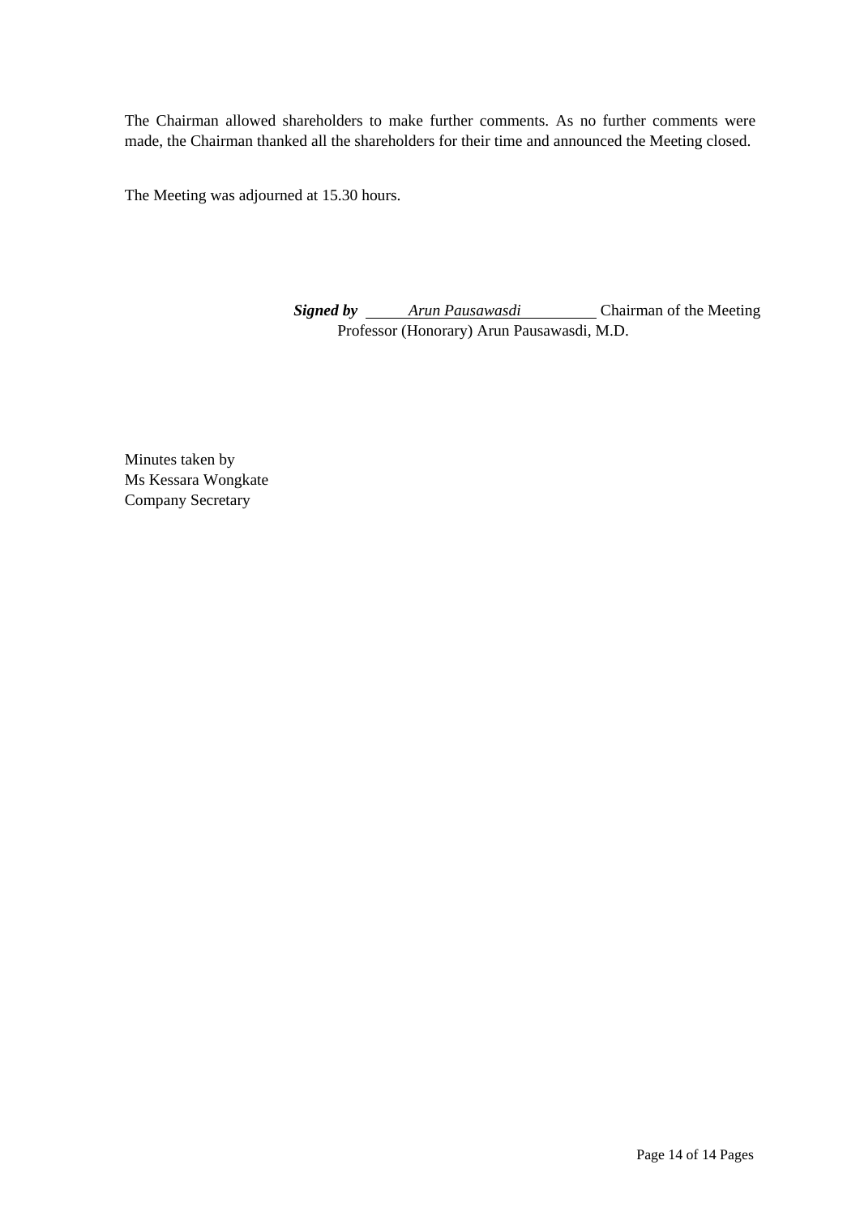The Chairman allowed shareholders to make further comments. As no further comments were made, the Chairman thanked all the shareholders for their time and announced the Meeting closed.

The Meeting was adjourned at 15.30 hours.

***Signed by*** *Arun Pausawasdi* Chairman of the Meeting
Professor (Honorary) Arun Pausawasdi, M.D.

Minutes taken by
Ms Kessara Wongkate
Company Secretary